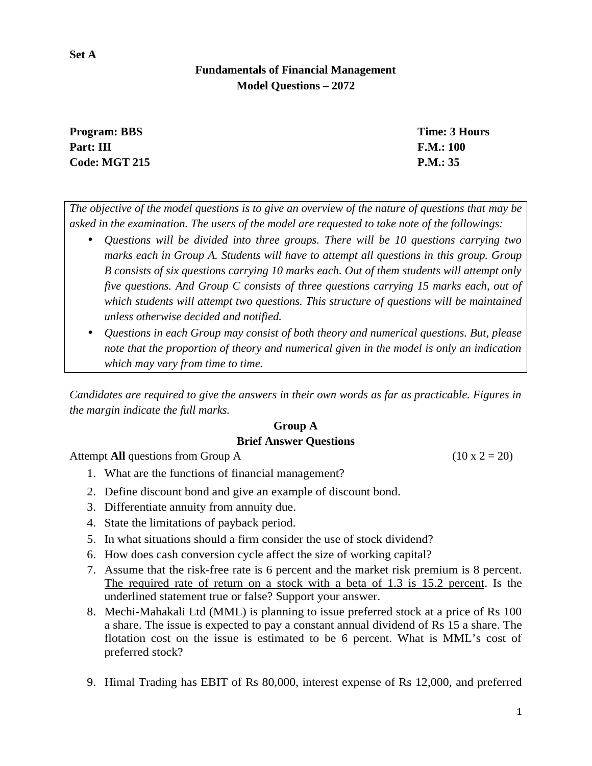**Set A**

**Fundamentals of Financial Management**
**Model Questions – 2072**

| **Program: BBS** | **Time: 3 Hours** |
|---|---|
| **Part: III** | **F.M.: 100** |
| **Code: MGT 215** | **P.M.: 35** |

*The objective of the model questions is to give an overview of the nature of questions that may be asked in the examination. The users of the model are requested to take note of the followings:*

- *Questions will be divided into three groups. There will be 10 questions carrying two marks each in Group A. Students will have to attempt all questions in this group. Group B consists of six questions carrying 10 marks each. Out of them students will attempt only five questions. And Group C consists of three questions carrying 15 marks each, out of which students will attempt two questions. This structure of questions will be maintained unless otherwise decided and notified.*
- *Questions in each Group may consist of both theory and numerical questions. But, please note that the proportion of theory and numerical given in the model is only an indication which may vary from time to time.*

*Candidates are required to give the answers in their own words as far as practicable. Figures in the margin indicate the full marks.*

## Group A

### Brief Answer Questions

Attempt **All** questions from Group A (10 x 2 = 20)

1. What are the functions of financial management?
2. Define discount bond and give an example of discount bond.
3. Differentiate annuity from annuity due.
4. State the limitations of payback period.
5. In what situations should a firm consider the use of stock dividend?
6. How does cash conversion cycle affect the size of working capital?
7. Assume that the risk-free rate is 6 percent and the market risk premium is 8 percent. <u>The required rate of return on a stock with a beta of 1.3 is 15.2 percent</u>. Is the underlined statement true or false? Support your answer.
8. Mechi-Mahakali Ltd (MML) is planning to issue preferred stock at a price of Rs 100 a share. The issue is expected to pay a constant annual dividend of Rs 15 a share. The flotation cost on the issue is estimated to be 6 percent. What is MML's cost of preferred stock?
9. Himal Trading has EBIT of Rs 80,000, interest expense of Rs 12,000, and preferred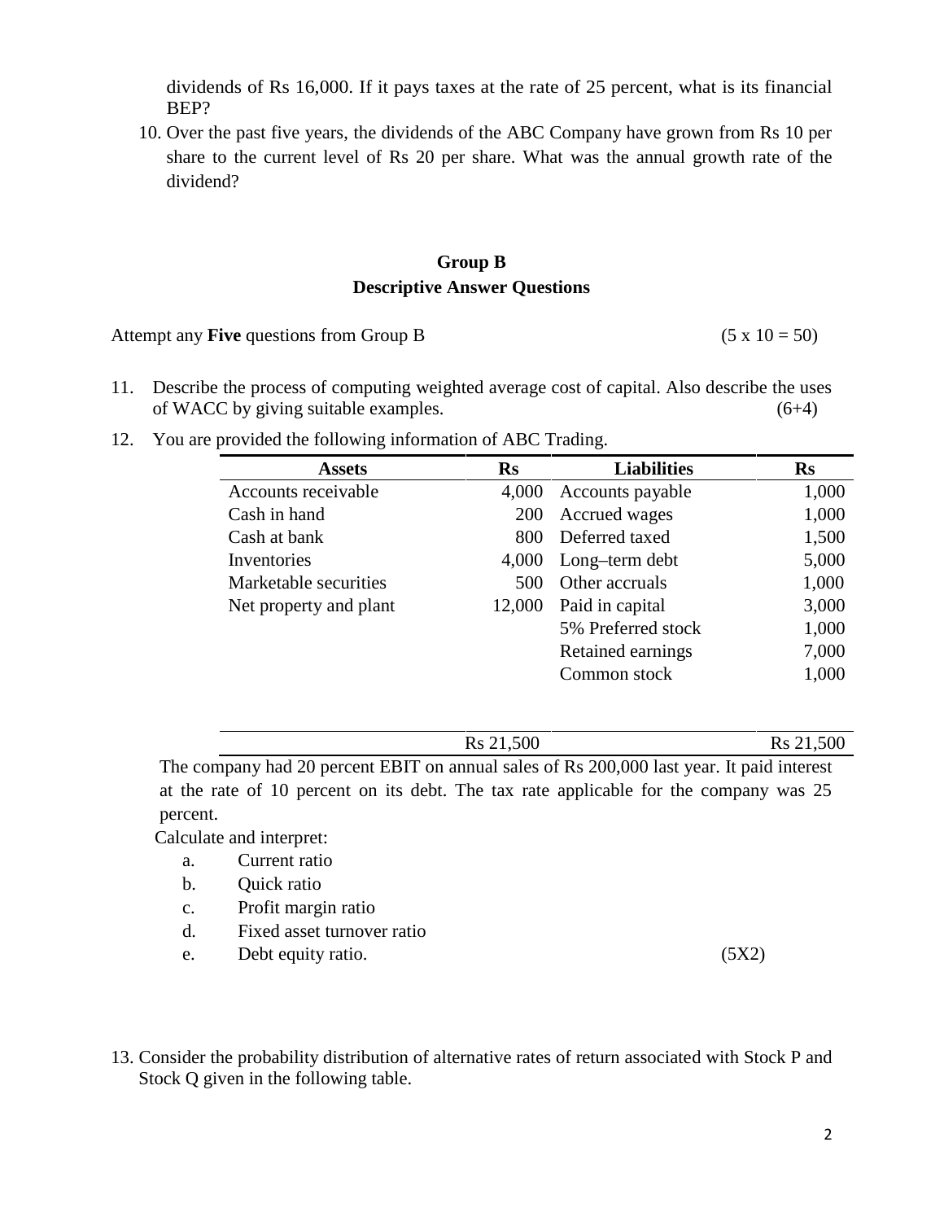dividends of Rs 16,000. If it pays taxes at the rate of 25 percent, what is its financial BEP?

10. Over the past five years, the dividends of the ABC Company have grown from Rs 10 per share to the current level of Rs 20 per share. What was the annual growth rate of the dividend?

## Group B

## Descriptive Answer Questions

Attempt any **Five** questions from Group B (5 x 10 = 50)

11. Describe the process of computing weighted average cost of capital. Also describe the uses of WACC by giving suitable examples. (6+4)

12. You are provided the following information of ABC Trading.

| Assets | Rs | Liabilities | Rs |
|---|---|---|---|
| Accounts receivable | 4,000 | Accounts payable | 1,000 |
| Cash in hand | 200 | Accrued wages | 1,000 |
| Cash at bank | 800 | Deferred taxed | 1,500 |
| Inventories | 4,000 | Long–term debt | 5,000 |
| Marketable securities | 500 | Other accruals | 1,000 |
| Net property and plant | 12,000 | Paid in capital | 3,000 |
| | | 5% Preferred stock | 1,000 |
| | | Retained earnings | 7,000 |
| | | Common stock | 1,000 |
| | Rs 21,500 | | Rs 21,500 |

The company had 20 percent EBIT on annual sales of Rs 200,000 last year. It paid interest at the rate of 10 percent on its debt. The tax rate applicable for the company was 25 percent.

Calculate and interpret:

a. Current ratio
b. Quick ratio
c. Profit margin ratio
d. Fixed asset turnover ratio
e. Debt equity ratio. (5X2)

13. Consider the probability distribution of alternative rates of return associated with Stock P and Stock Q given in the following table.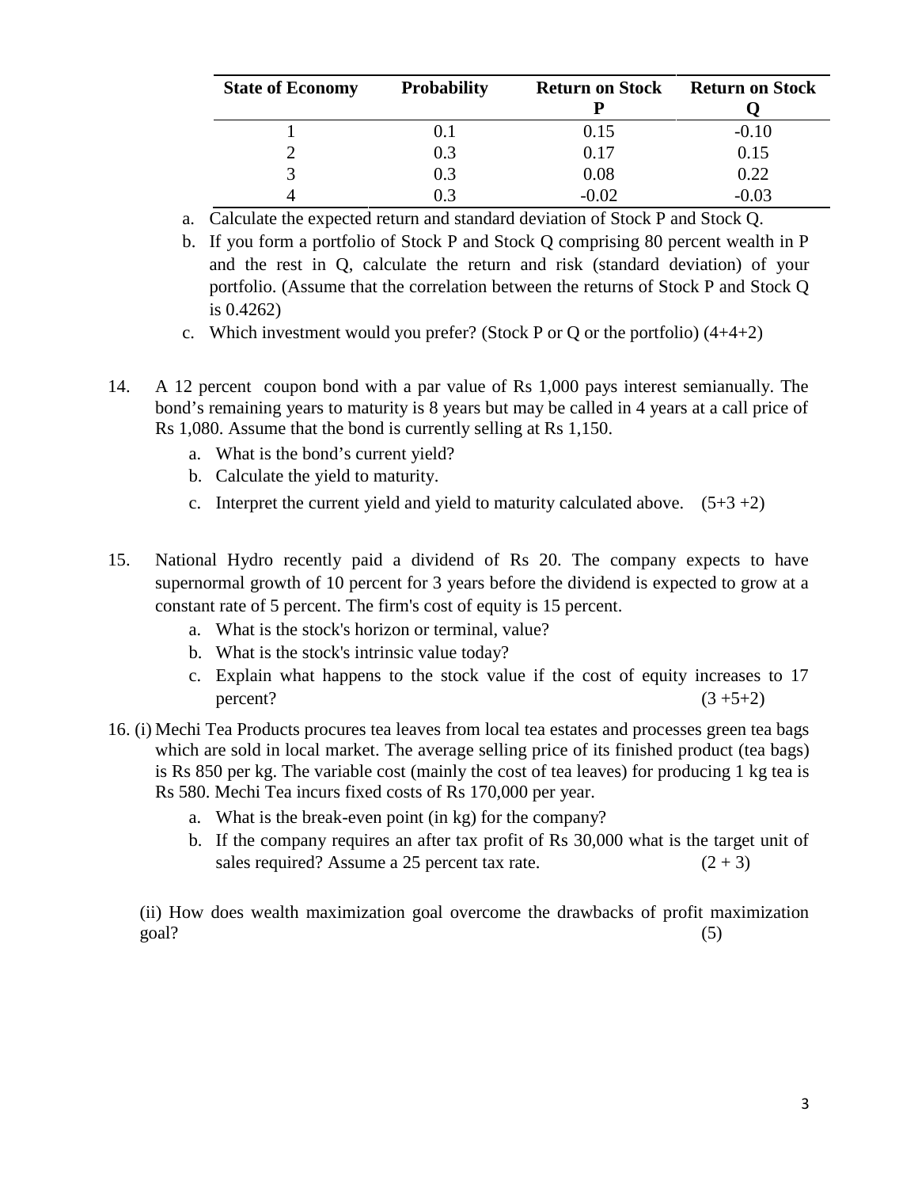| State of Economy | Probability | Return on Stock P | Return on Stock Q |
|---|---|---|---|
| 1 | 0.1 | 0.15 | -0.10 |
| 2 | 0.3 | 0.17 | 0.15 |
| 3 | 0.3 | 0.08 | 0.22 |
| 4 | 0.3 | -0.02 | -0.03 |

a. Calculate the expected return and standard deviation of Stock P and Stock Q.

b. If you form a portfolio of Stock P and Stock Q comprising 80 percent wealth in P and the rest in Q, calculate the return and risk (standard deviation) of your portfolio. (Assume that the correlation between the returns of Stock P and Stock Q is 0.4262)

c. Which investment would you prefer? (Stock P or Q or the portfolio) (4+4+2)

14. A 12 percent coupon bond with a par value of Rs 1,000 pays interest semianually. The bond's remaining years to maturity is 8 years but may be called in 4 years at a call price of Rs 1,080. Assume that the bond is currently selling at Rs 1,150.

    a. What is the bond's current yield?
    b. Calculate the yield to maturity.
    c. Interpret the current yield and yield to maturity calculated above. (5+3 +2)

15. National Hydro recently paid a dividend of Rs 20. The company expects to have supernormal growth of 10 percent for 3 years before the dividend is expected to grow at a constant rate of 5 percent. The firm's cost of equity is 15 percent.

    a. What is the stock's horizon or terminal, value?
    b. What is the stock's intrinsic value today?
    c. Explain what happens to the stock value if the cost of equity increases to 17 percent? (3 +5+2)

16. (i) Mechi Tea Products procures tea leaves from local tea estates and processes green tea bags which are sold in local market. The average selling price of its finished product (tea bags) is Rs 850 per kg. The variable cost (mainly the cost of tea leaves) for producing 1 kg tea is Rs 580. Mechi Tea incurs fixed costs of Rs 170,000 per year.

    a. What is the break-even point (in kg) for the company?
    b. If the company requires an after tax profit of Rs 30,000 what is the target unit of sales required? Assume a 25 percent tax rate. (2 + 3)

    (ii) How does wealth maximization goal overcome the drawbacks of profit maximization goal? (5)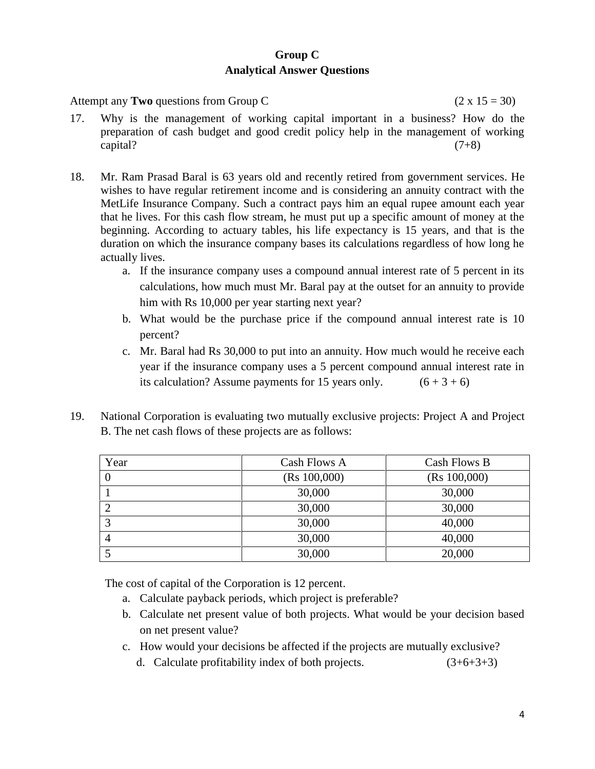## Group C
## Analytical Answer Questions

Attempt any **Two** questions from Group C (2 x 15 = 30)

17. Why is the management of working capital important in a business? How do the preparation of cash budget and good credit policy help in the management of working capital? (7+8)

18. Mr. Ram Prasad Baral is 63 years old and recently retired from government services. He wishes to have regular retirement income and is considering an annuity contract with the MetLife Insurance Company. Such a contract pays him an equal rupee amount each year that he lives. For this cash flow stream, he must put up a specific amount of money at the beginning. According to actuary tables, his life expectancy is 15 years, and that is the duration on which the insurance company bases its calculations regardless of how long he actually lives.
    a. If the insurance company uses a compound annual interest rate of 5 percent in its calculations, how much must Mr. Baral pay at the outset for an annuity to provide him with Rs 10,000 per year starting next year?
    b. What would be the purchase price if the compound annual interest rate is 10 percent?
    c. Mr. Baral had Rs 30,000 to put into an annuity. How much would he receive each year if the insurance company uses a 5 percent compound annual interest rate in its calculation? Assume payments for 15 years only. (6 + 3 + 6)

19. National Corporation is evaluating two mutually exclusive projects: Project A and Project B. The net cash flows of these projects are as follows:

| Year | Cash Flows A | Cash Flows B |
|---|---|---|
| 0 | (Rs 100,000) | (Rs 100,000) |
| 1 | 30,000 | 30,000 |
| 2 | 30,000 | 30,000 |
| 3 | 30,000 | 40,000 |
| 4 | 30,000 | 40,000 |
| 5 | 30,000 | 20,000 |

The cost of capital of the Corporation is 12 percent.

a. Calculate payback periods, which project is preferable?
b. Calculate net present value of both projects. What would be your decision based on net present value?
c. How would your decisions be affected if the projects are mutually exclusive?
d. Calculate profitability index of both projects. (3+6+3+3)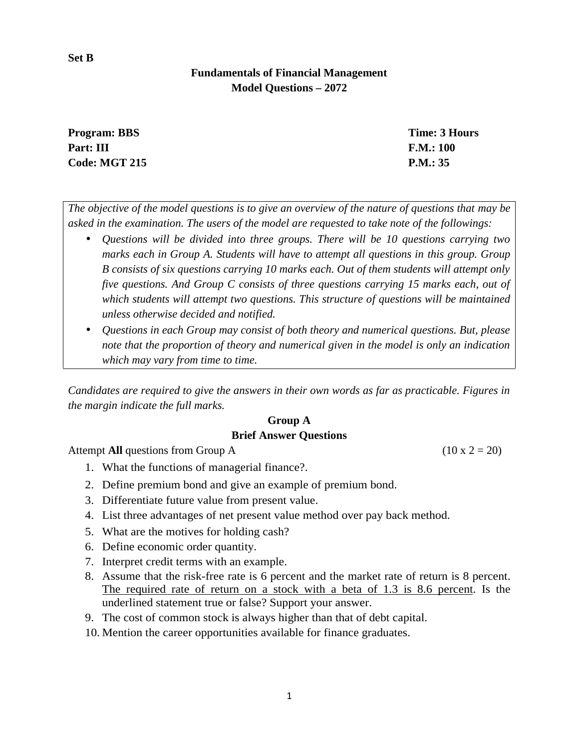**Set B**

**Fundamentals of Financial Management**
**Model Questions – 2072**

| | |
|---|---|
| **Program: BBS** | **Time: 3 Hours** |
| **Part: III** | **F.M.: 100** |
| **Code: MGT 215** | **P.M.: 35** |

*The objective of the model questions is to give an overview of the nature of questions that may be asked in the examination. The users of the model are requested to take note of the followings:*

- *Questions will be divided into three groups. There will be 10 questions carrying two marks each in Group A. Students will have to attempt all questions in this group. Group B consists of six questions carrying 10 marks each. Out of them students will attempt only five questions. And Group C consists of three questions carrying 15 marks each, out of which students will attempt two questions. This structure of questions will be maintained unless otherwise decided and notified.*
- *Questions in each Group may consist of both theory and numerical questions. But, please note that the proportion of theory and numerical given in the model is only an indication which may vary from time to time.*

*Candidates are required to give the answers in their own words as far as practicable. Figures in the margin indicate the full marks.*

**Group A**
**Brief Answer Questions**

Attempt **All** questions from Group A (10 x 2 = 20)

1. What the functions of managerial finance?.
2. Define premium bond and give an example of premium bond.
3. Differentiate future value from present value.
4. List three advantages of net present value method over pay back method.
5. What are the motives for holding cash?
6. Define economic order quantity.
7. Interpret credit terms with an example.
8. Assume that the risk-free rate is 6 percent and the market rate of return is 8 percent. <u>The required rate of return on a stock with a beta of 1.3 is 8.6 percent</u>. Is the underlined statement true or false? Support your answer.
9. The cost of common stock is always higher than that of debt capital.
10. Mention the career opportunities available for finance graduates.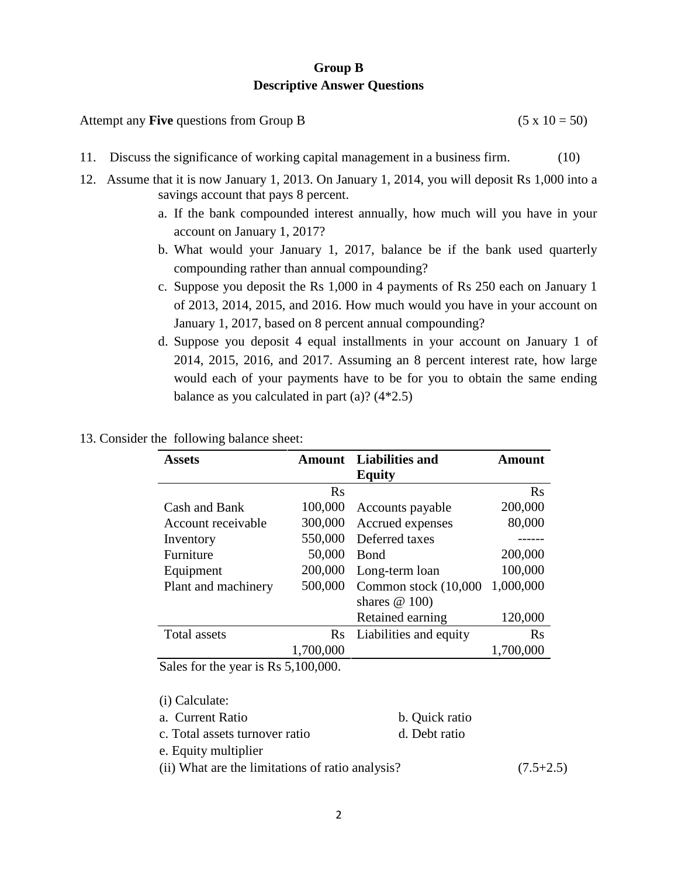## Group B
## Descriptive Answer Questions

Attempt any **Five** questions from Group B (5 x 10 = 50)

11. Discuss the significance of working capital management in a business firm. (10)

12. Assume that it is now January 1, 2013. On January 1, 2014, you will deposit Rs 1,000 into a savings account that pays 8 percent.
    a. If the bank compounded interest annually, how much will you have in your account on January 1, 2017?
    b. What would your January 1, 2017, balance be if the bank used quarterly compounding rather than annual compounding?
    c. Suppose you deposit the Rs 1,000 in 4 payments of Rs 250 each on January 1 of 2013, 2014, 2015, and 2016. How much would you have in your account on January 1, 2017, based on 8 percent annual compounding?
    d. Suppose you deposit 4 equal installments in your account on January 1 of 2014, 2015, 2016, and 2017. Assuming an 8 percent interest rate, how large would each of your payments have to be for you to obtain the same ending balance as you calculated in part (a)? (4*2.5)

13. Consider the following balance sheet:

| Assets | Amount | Liabilities and Equity | Amount |
|---|---|---|---|
| | Rs | | Rs |
| Cash and Bank | 100,000 | Accounts payable | 200,000 |
| Account receivable | 300,000 | Accrued expenses | 80,000 |
| Inventory | 550,000 | Deferred taxes | ------ |
| Furniture | 50,000 | Bond | 200,000 |
| Equipment | 200,000 | Long-term loan | 100,000 |
| Plant and machinery | 500,000 | Common stock (10,000 shares @ 100) | 1,000,000 |
| | | Retained earning | 120,000 |
| Total assets | Rs 1,700,000 | Liabilities and equity | Rs 1,700,000 |

Sales for the year is Rs 5,100,000.

(i) Calculate:

a. Current Ratio
b. Quick ratio
c. Total assets turnover ratio
d. Debt ratio
e. Equity multiplier

(ii) What are the limitations of ratio analysis? (7.5+2.5)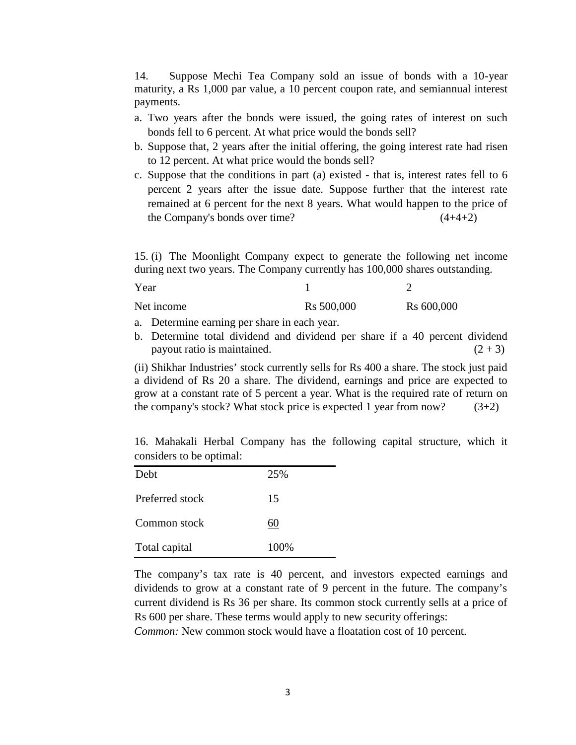14. Suppose Mechi Tea Company sold an issue of bonds with a 10-year maturity, a Rs 1,000 par value, a 10 percent coupon rate, and semiannual interest payments.

a. Two years after the bonds were issued, the going rates of interest on such bonds fell to 6 percent. At what price would the bonds sell?
b. Suppose that, 2 years after the initial offering, the going interest rate had risen to 12 percent. At what price would the bonds sell?
c. Suppose that the conditions in part (a) existed - that is, interest rates fell to 6 percent 2 years after the issue date. Suppose further that the interest rate remained at 6 percent for the next 8 years. What would happen to the price of the Company's bonds over time? (4+4+2)

15. (i) The Moonlight Company expect to generate the following net income during next two years. The Company currently has 100,000 shares outstanding.

| Year | 1 | 2 |
|---|---|---|
| Net income | Rs 500,000 | Rs 600,000 |

a. Determine earning per share in each year.
b. Determine total dividend and dividend per share if a 40 percent dividend payout ratio is maintained. (2 + 3)

(ii) Shikhar Industries' stock currently sells for Rs 400 a share. The stock just paid a dividend of Rs 20 a share. The dividend, earnings and price are expected to grow at a constant rate of 5 percent a year. What is the required rate of return on the company's stock? What stock price is expected 1 year from now? (3+2)

16. Mahakali Herbal Company has the following capital structure, which it considers to be optimal:

| | |
|---|---|
| Debt | 25% |
| Preferred stock | 15 |
| Common stock | 60 |
| Total capital | 100% |

The company's tax rate is 40 percent, and investors expected earnings and dividends to grow at a constant rate of 9 percent in the future. The company's current dividend is Rs 36 per share. Its common stock currently sells at a price of Rs 600 per share. These terms would apply to new security offerings:

*Common:* New common stock would have a floatation cost of 10 percent.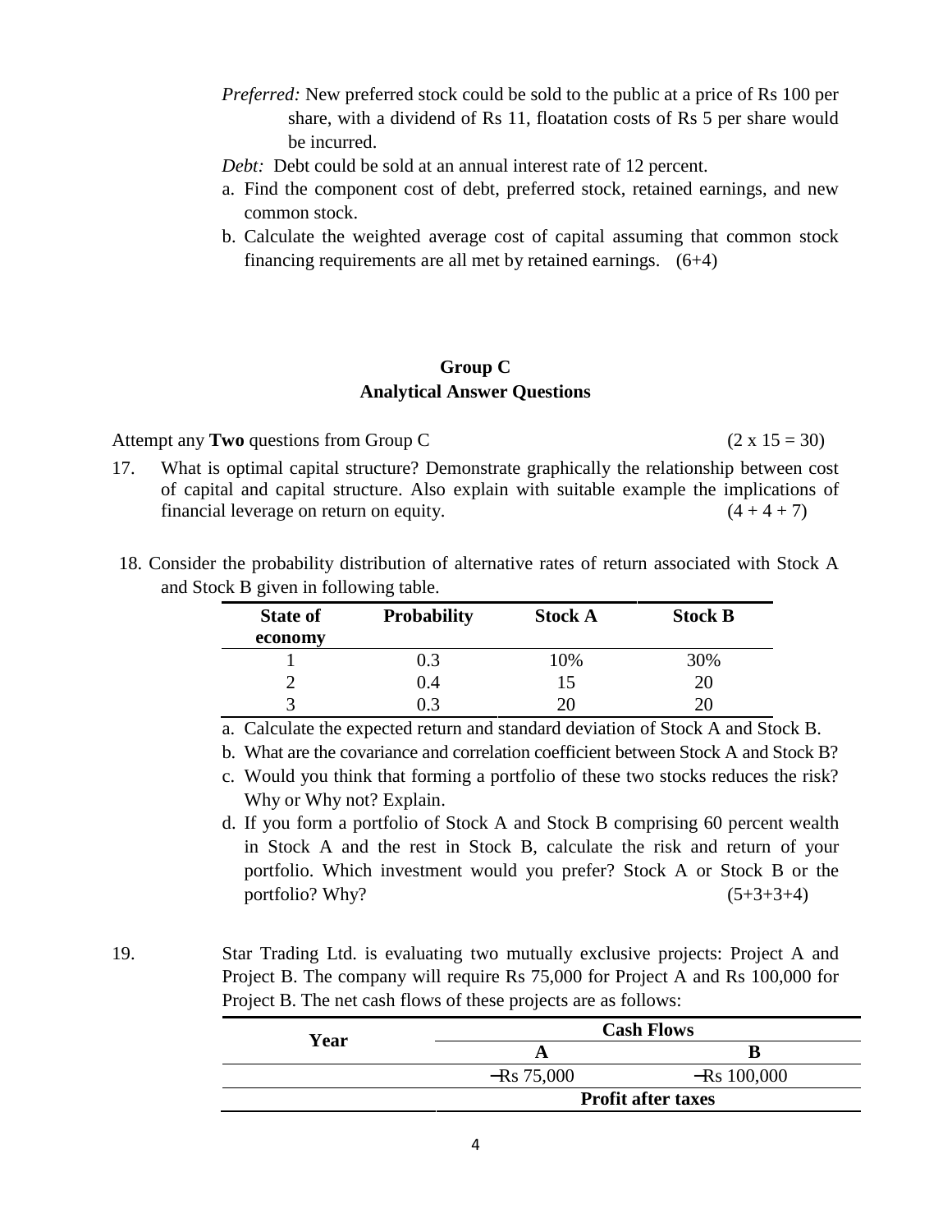*Preferred:* New preferred stock could be sold to the public at a price of Rs 100 per share, with a dividend of Rs 11, floatation costs of Rs 5 per share would be incurred.

*Debt:* Debt could be sold at an annual interest rate of 12 percent.

a. Find the component cost of debt, preferred stock, retained earnings, and new common stock.
b. Calculate the weighted average cost of capital assuming that common stock financing requirements are all met by retained earnings. (6+4)

## Group C
## Analytical Answer Questions

Attempt any **Two** questions from Group C (2 x 15 = 30)

17. What is optimal capital structure? Demonstrate graphically the relationship between cost of capital and capital structure. Also explain with suitable example the implications of financial leverage on return on equity. (4 + 4 + 7)

18. Consider the probability distribution of alternative rates of return associated with Stock A and Stock B given in following table.

| State of economy | Probability | Stock A | Stock B |
|---|---|---|---|
| 1 | 0.3 | 10% | 30% |
| 2 | 0.4 | 15 | 20 |
| 3 | 0.3 | 20 | 20 |

a. Calculate the expected return and standard deviation of Stock A and Stock B.
b. What are the covariance and correlation coefficient between Stock A and Stock B?
c. Would you think that forming a portfolio of these two stocks reduces the risk? Why or Why not? Explain.
d. If you form a portfolio of Stock A and Stock B comprising 60 percent wealth in Stock A and the rest in Stock B, calculate the risk and return of your portfolio. Which investment would you prefer? Stock A or Stock B or the portfolio? Why? (5+3+3+4)

19. Star Trading Ltd. is evaluating two mutually exclusive projects: Project A and Project B. The company will require Rs 75,000 for Project A and Rs 100,000 for Project B. The net cash flows of these projects are as follows:

| Year | Cash Flows | |
|---|---|---|
| | A | B |
| | −Rs 75,000 | −Rs 100,000 |
| | Profit after taxes | |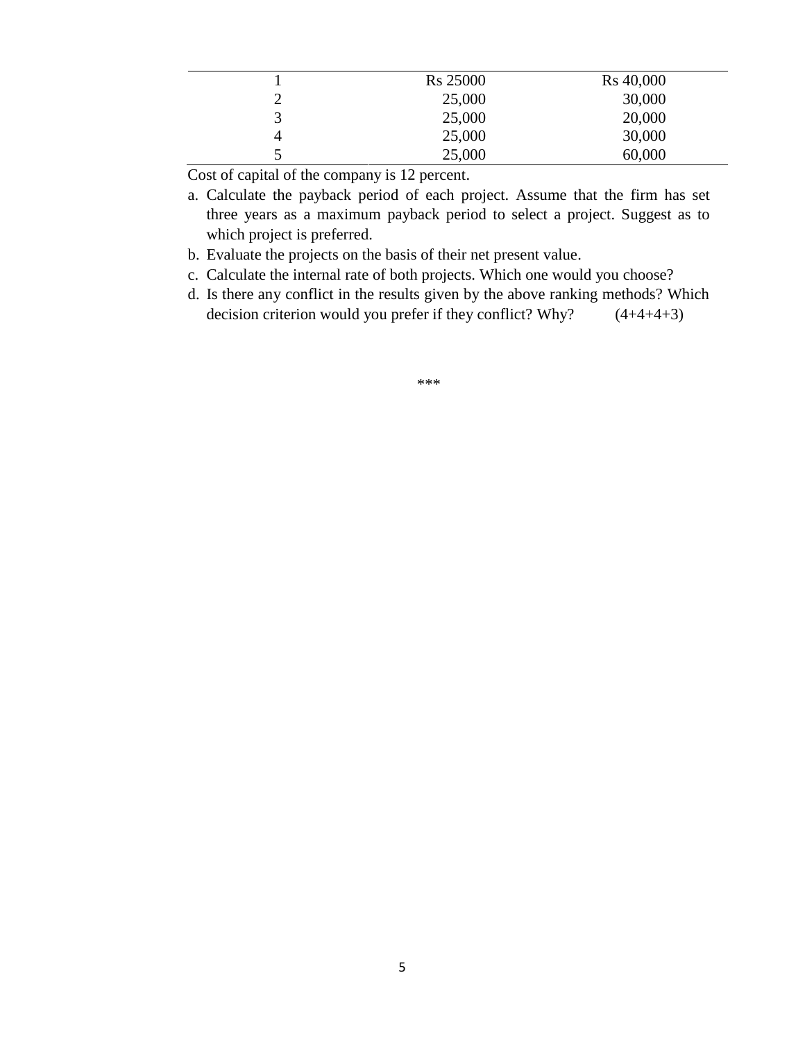| | | |
|---|---|---|
| 1 | Rs 25000 | Rs 40,000 |
| 2 | 25,000 | 30,000 |
| 3 | 25,000 | 20,000 |
| 4 | 25,000 | 30,000 |
| 5 | 25,000 | 60,000 |

Cost of capital of the company is 12 percent.

a. Calculate the payback period of each project. Assume that the firm has set three years as a maximum payback period to select a project. Suggest as to which project is preferred.

b. Evaluate the projects on the basis of their net present value.

c. Calculate the internal rate of both projects. Which one would you choose?

d. Is there any conflict in the results given by the above ranking methods? Which decision criterion would you prefer if they conflict? Why? (4+4+4+3)

***